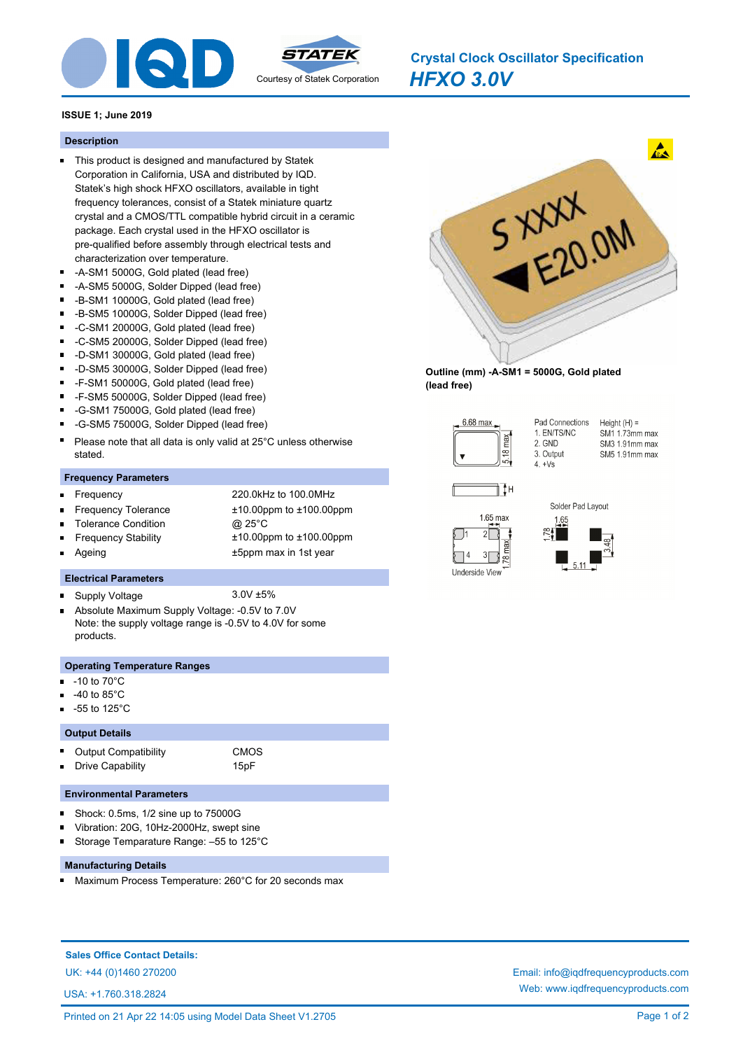# Crystal Clock Oscillator Specification

## *HFXO 3.0V*

**ISSUE 1; June 2019**

### Description

- This product is designed and manufactured by Statek Corporation in California, USA and distributed by IQD. Statek's high shock HFXO oscillators, available in tight frequency tolerances, consist of a Statek miniature quartz crystal and a CMOS/TTL compatible hybrid circuit in a ceramic package. Each crystal used in the HFXO oscillator is pre-qualified before assembly through electrical tests and characterization over temperature.
- -A-SM1 5000G, Gold plated (lead free)
- -A-SM5 5000G, Solder Dipped (lead free)
- -B-SM1 10000G, Gold plated (lead free)
- -B-SM5 10000G, Solder Dipped (lead free)
- -C-SM1 20000G, Gold plated (lead free)
- -C-SM5 20000G, Solder Dipped (lead free)
- -D-SM1 30000G, Gold plated (lead free)
- -D-SM5 30000G, Solder Dipped (lead free)
- -F-SM1 50000G, Gold plated (lead free)
- -F-SM5 50000G, Solder Dipped (lead free)
- -G-SM1 75000G, Gold plated (lead free)
- -G-SM5 75000G, Solder Dipped (lead free)
- Please note that all data is only valid at 25°C unless otherwise stated.

### Frequency Parameters

| | |
|---|---|
| Frequency | 220.0kHz to 100.0MHz |
| Frequency Tolerance | ±10.00ppm to ±100.00ppm |
| Tolerance Condition | @ 25°C |
| Frequency Stability | ±10.00ppm to ±100.00ppm |
| Ageing | ±5ppm max in 1st year |

### Electrical Parameters

- Supply Voltage: 3.0V ±5%
- Absolute Maximum Supply Voltage: -0.5V to 7.0V
  Note: the supply voltage range is -0.5V to 4.0V for some products.

### Operating Temperature Ranges

- -10 to 70°C
- -40 to 85°C
- -55 to 125°C

### Output Details

| | |
|---|---|
| Output Compatibility | CMOS |
| Drive Capability | 15pF |

### Environmental Parameters

- Shock: 0.5ms, 1/2 sine up to 75000G
- Vibration: 20G, 10Hz-2000Hz, swept sine
- Storage Temparature Range: –55 to 125°C

### Manufacturing Details

- Maximum Process Temperature: 260°C for 20 seconds max

**Outline (mm) -A-SM1 = 5000G, Gold plated (lead free)**

6.68 max; 5.18 max; H

Pad Connections: 1. EN/TS/NC 2. GND 3. Output 4. +Vs

Height (H) = SM1 1.73mm max, SM3 1.91mm max, SM5 1.91mm max

Underside View: 1.65 max; 1.78 max

Solder Pad Layout: 1.65; 1.78; 3.48; 5.11

**Sales Office Contact Details:**

UK: +44 (0)1460 270200

USA: +1.760.318.2824

Email: info@iqdfrequencyproducts.com

Web: www.iqdfrequencyproducts.com

Printed on 21 Apr 22 14:05 using Model Data Sheet V1.2705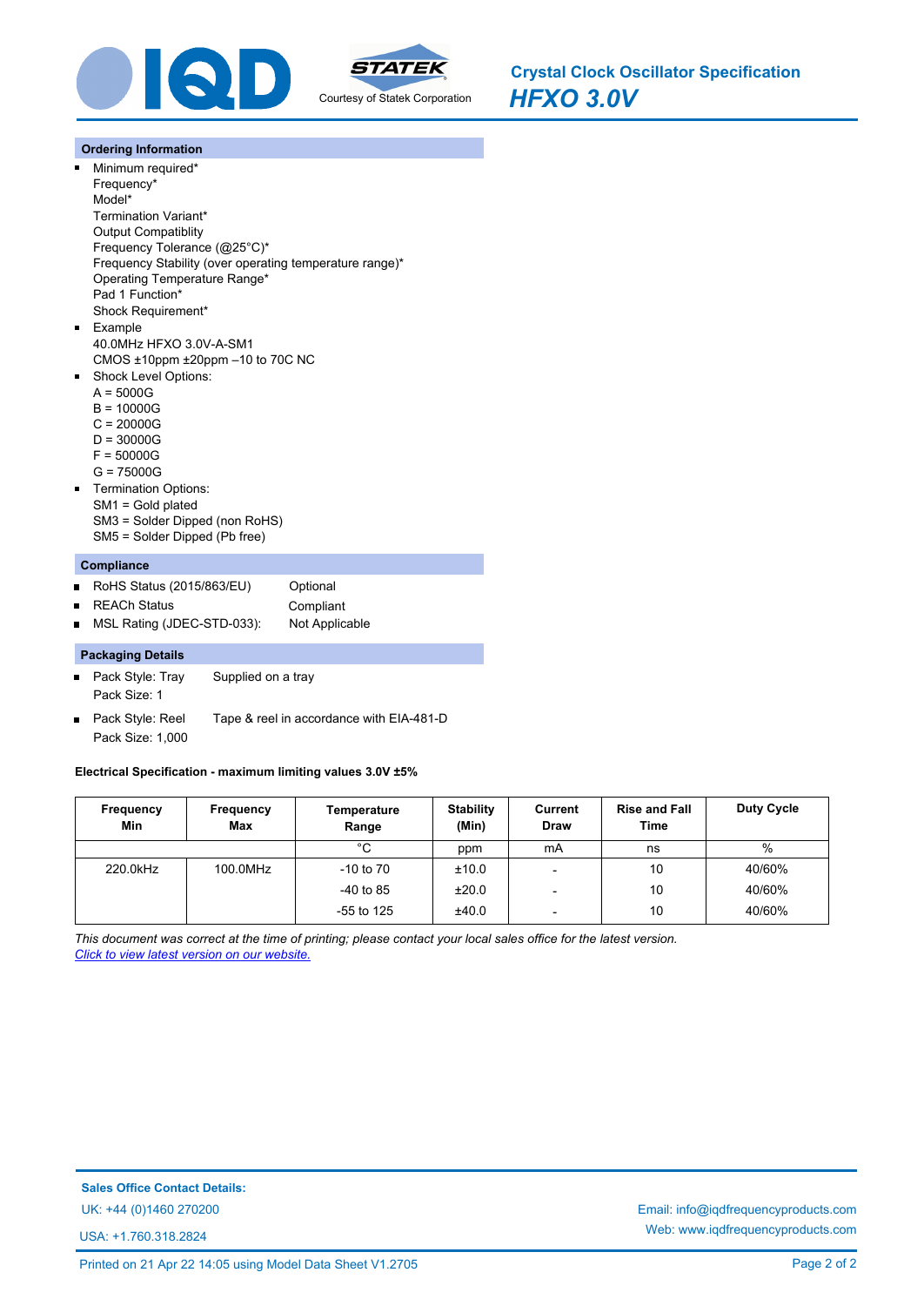# Crystal Clock Oscillator Specification

## HFXO 3.0V

Courtesy of Statek Corporation

### Ordering Information

- Minimum required*
  Frequency*
  Model*
  Termination Variant*
  Output Compatiblity
  Frequency Tolerance (@25°C)*
  Frequency Stability (over operating temperature range)*
  Operating Temperature Range*
  Pad 1 Function*
  Shock Requirement*
- Example
  40.0MHz HFXO 3.0V-A-SM1
  CMOS ±10ppm ±20ppm –10 to 70C NC
- Shock Level Options:
  A = 5000G
  B = 10000G
  C = 20000G
  D = 30000G
  F = 50000G
  G = 75000G
- Termination Options:
  SM1 = Gold plated
  SM3 = Solder Dipped (non RoHS)
  SM5 = Solder Dipped (Pb free)

### Compliance

- RoHS Status (2015/863/EU) Optional
- REACh Status Compliant
- MSL Rating (JDEC-STD-033): Not Applicable

### Packaging Details

- Pack Style: Tray Supplied on a tray
  Pack Size: 1
- Pack Style: Reel Tape & reel in accordance with EIA-481-D
  Pack Size: 1,000

**Electrical Specification - maximum limiting values 3.0V ±5%**

| Frequency Min | Frequency Max | Temperature Range | Stability (Min) | Current Draw | Rise and Fall Time | Duty Cycle |
|---|---|---|---|---|---|---|
| | | °C | ppm | mA | ns | % |
| 220.0kHz | 100.0MHz | -10 to 70 | ±10.0 | - | 10 | 40/60% |
| | | -40 to 85 | ±20.0 | - | 10 | 40/60% |
| | | -55 to 125 | ±40.0 | - | 10 | 40/60% |

*This document was correct at the time of printing; please contact your local sales office for the latest version.*
*Click to view latest version on our website.*

**Sales Office Contact Details:**
UK: +44 (0)1460 270200
USA: +1.760.318.2824
Email: info@iqdfrequencyproducts.com
Web: www.iqdfrequencyproducts.com

Printed on 21 Apr 22 14:05 using Model Data Sheet V1.2705